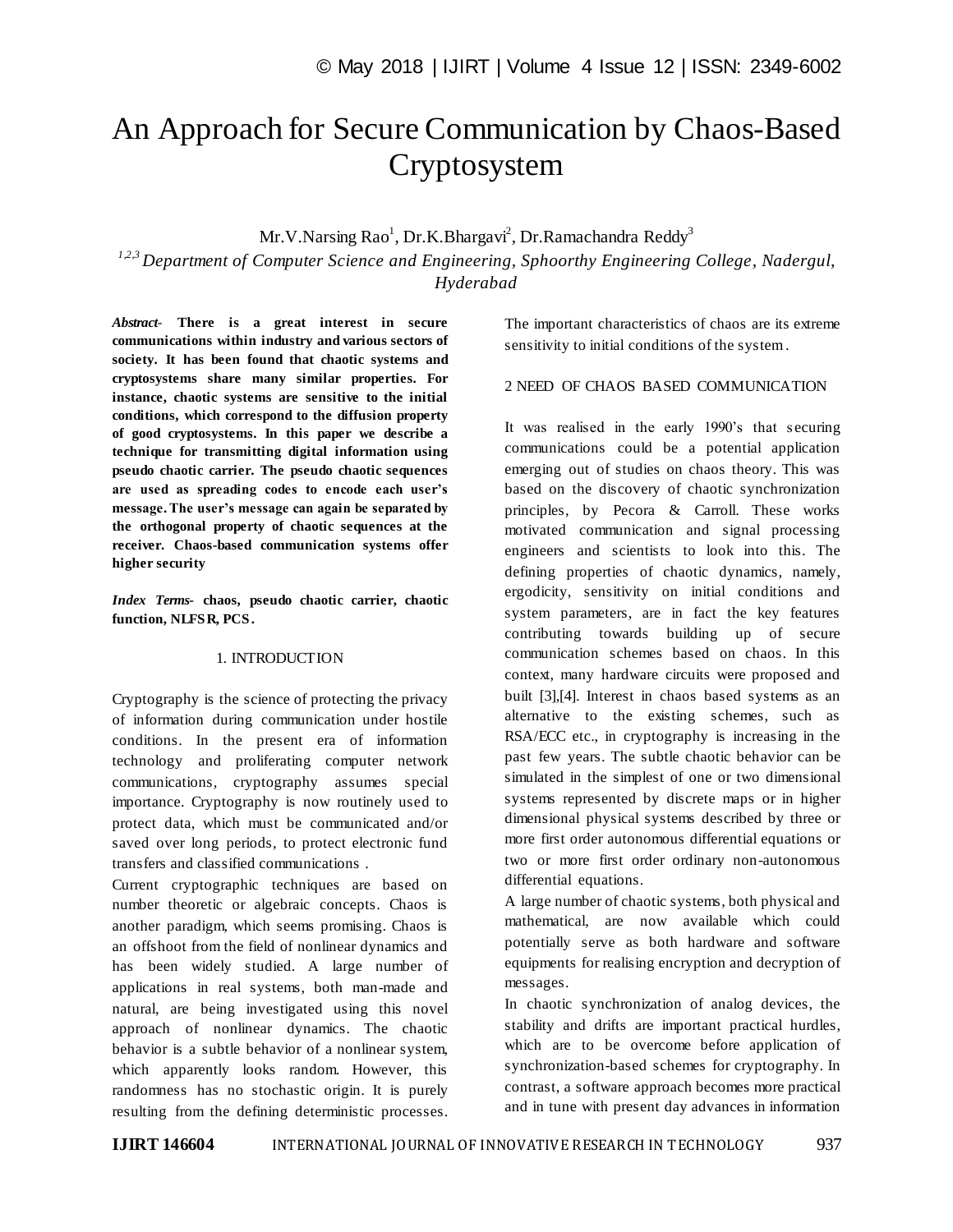# An Approach for Secure Communication by Chaos-Based Cryptosystem

Mr.V.Narsing Rao[1], Dr.K.Bhargavi[2], Dr.Ramachandra Reddy[3]

*[1,2,3] Department of Computer Science and Engineering, Sphoorthy Engineering College, Nadergul, Hyderabad*

***Abstract-*** **There is a great interest in secure communications within industry and various sectors of society. It has been found that chaotic systems and cryptosystems share many similar properties. For instance, chaotic systems are sensitive to the initial conditions, which correspond to the diffusion property of good cryptosystems. In this paper we describe a technique for transmitting digital information using pseudo chaotic carrier. The pseudo chaotic sequences are used as spreading codes to encode each user's message. The user's message can again be separated by the orthogonal property of chaotic sequences at the receiver. Chaos-based communication systems offer higher security**

***Index Terms-*** **chaos, pseudo chaotic carrier, chaotic function, NLFSR, PCS.**

## 1. INTRODUCTION

Cryptography is the science of protecting the privacy of information during communication under hostile conditions. In the present era of information technology and proliferating computer network communications, cryptography assumes special importance. Cryptography is now routinely used to protect data, which must be communicated and/or saved over long periods, to protect electronic fund transfers and classified communications .

Current cryptographic techniques are based on number theoretic or algebraic concepts. Chaos is another paradigm, which seems promising. Chaos is an offshoot from the field of nonlinear dynamics and has been widely studied. A large number of applications in real systems, both man-made and natural, are being investigated using this novel approach of nonlinear dynamics. The chaotic behavior is a subtle behavior of a nonlinear system, which apparently looks random. However, this randomness has no stochastic origin. It is purely resulting from the defining deterministic processes. The important characteristics of chaos are its extreme sensitivity to initial conditions of the system.

## 2 NEED OF CHAOS BASED COMMUNICATION

It was realised in the early 1990's that securing communications could be a potential application emerging out of studies on chaos theory. This was based on the discovery of chaotic synchronization principles, by Pecora & Carroll. These works motivated communication and signal processing engineers and scientists to look into this. The defining properties of chaotic dynamics, namely, ergodicity, sensitivity on initial conditions and system parameters, are in fact the key features contributing towards building up of secure communication schemes based on chaos. In this context, many hardware circuits were proposed and built [3],[4]. Interest in chaos based systems as an alternative to the existing schemes, such as RSA/ECC etc., in cryptography is increasing in the past few years. The subtle chaotic behavior can be simulated in the simplest of one or two dimensional systems represented by discrete maps or in higher dimensional physical systems described by three or more first order autonomous differential equations or two or more first order ordinary non-autonomous differential equations.

A large number of chaotic systems, both physical and mathematical, are now available which could potentially serve as both hardware and software equipments for realising encryption and decryption of messages.

In chaotic synchronization of analog devices, the stability and drifts are important practical hurdles, which are to be overcome before application of synchronization-based schemes for cryptography. In contrast, a software approach becomes more practical and in tune with present day advances in information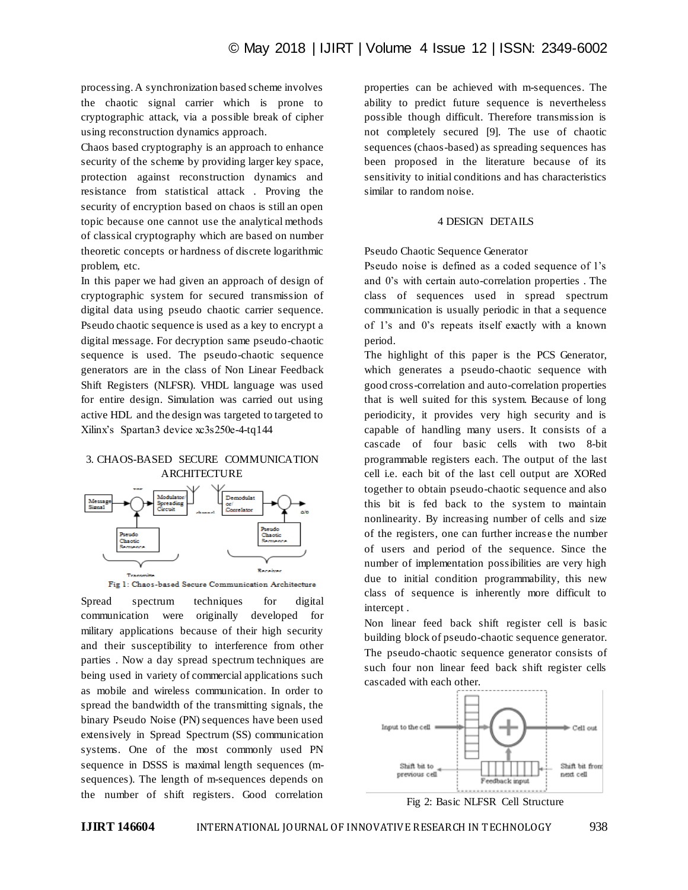processing. A synchronization based scheme involves the chaotic signal carrier which is prone to cryptographic attack, via a possible break of cipher using reconstruction dynamics approach.

Chaos based cryptography is an approach to enhance security of the scheme by providing larger key space, protection against reconstruction dynamics and resistance from statistical attack . Proving the security of encryption based on chaos is still an open topic because one cannot use the analytical methods of classical cryptography which are based on number theoretic concepts or hardness of discrete logarithmic problem, etc.

In this paper we had given an approach of design of cryptographic system for secured transmission of digital data using pseudo chaotic carrier sequence. Pseudo chaotic sequence is used as a key to encrypt a digital message. For decryption same pseudo-chaotic sequence is used. The pseudo-chaotic sequence generators are in the class of Non Linear Feedback Shift Registers (NLFSR). VHDL language was used for entire design. Simulation was carried out using active HDL and the design was targeted to targeted to Xilinx's Spartan3 device xc3s250e-4-tq144

## 3. CHAOS-BASED SECURE COMMUNICATION ARCHITECTURE

Fig 1: Chaos-based Secure Communication Architecture

Spread spectrum techniques for digital communication were originally developed for military applications because of their high security and their susceptibility to interference from other parties . Now a day spread spectrum techniques are being used in variety of commercial applications such as mobile and wireless communication. In order to spread the bandwidth of the transmitting signals, the binary Pseudo Noise (PN) sequences have been used extensively in Spread Spectrum (SS) communication systems. One of the most commonly used PN sequence in DSSS is maximal length sequences (m-sequences). The length of m-sequences depends on the number of shift registers. Good correlation properties can be achieved with m-sequences. The ability to predict future sequence is nevertheless possible though difficult. Therefore transmission is not completely secured [9]. The use of chaotic sequences (chaos-based) as spreading sequences has been proposed in the literature because of its sensitivity to initial conditions and has characteristics similar to random noise.

## 4 DESIGN DETAILS

Pseudo Chaotic Sequence Generator

Pseudo noise is defined as a coded sequence of 1's and 0's with certain auto-correlation properties . The class of sequences used in spread spectrum communication is usually periodic in that a sequence of 1's and 0's repeats itself exactly with a known period.

The highlight of this paper is the PCS Generator, which generates a pseudo-chaotic sequence with good cross-correlation and auto-correlation properties that is well suited for this system. Because of long periodicity, it provides very high security and is capable of handling many users. It consists of a cascade of four basic cells with two 8-bit programmable registers each. The output of the last cell i.e. each bit of the last cell output are XORed together to obtain pseudo-chaotic sequence and also this bit is fed back to the system to maintain nonlinearity. By increasing number of cells and size of the registers, one can further increase the number of users and period of the sequence. Since the number of implementation possibilities are very high due to initial condition programmability, this new class of sequence is inherently more difficult to intercept .

Non linear feed back shift register cell is basic building block of pseudo-chaotic sequence generator. The pseudo-chaotic sequence generator consists of such four non linear feed back shift register cells cascaded with each other.

Fig 2: Basic NLFSR Cell Structure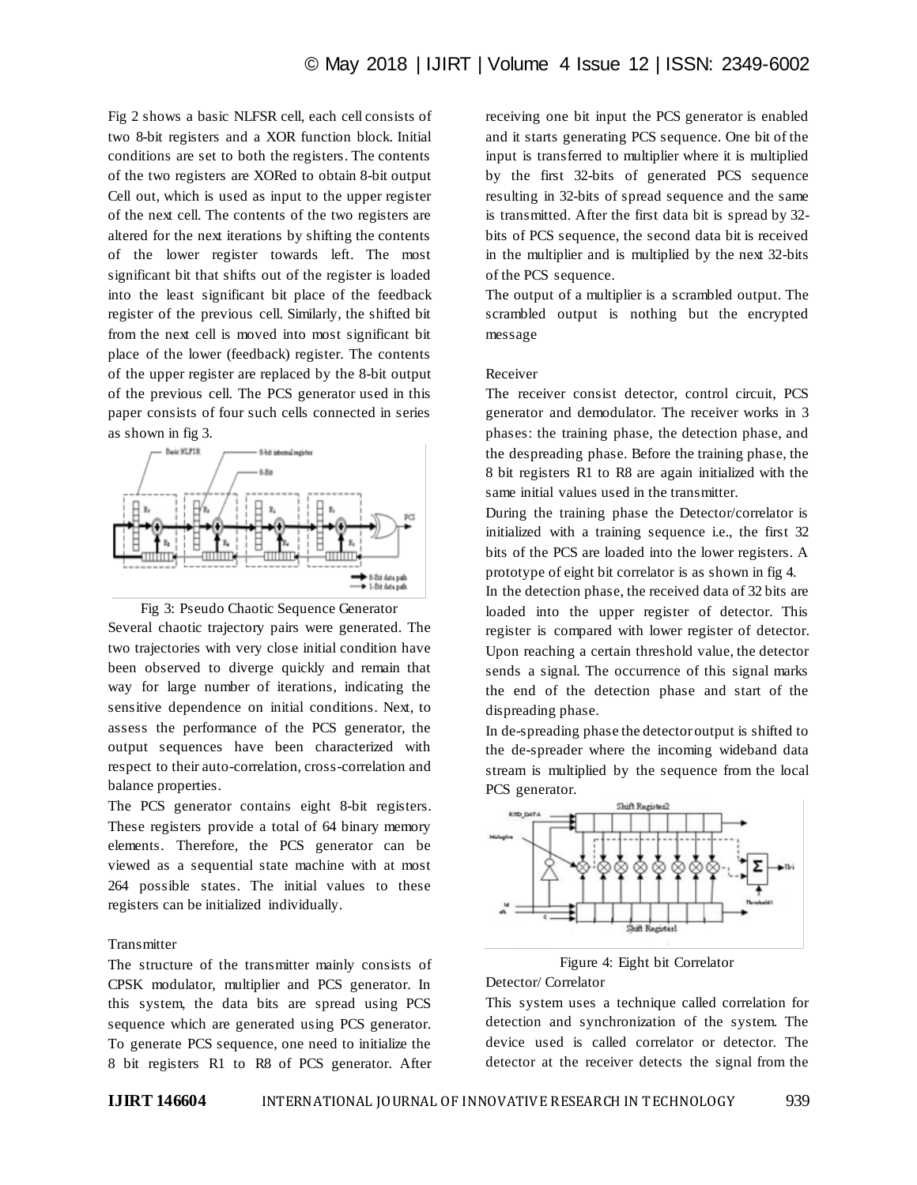Fig 2 shows a basic NLFSR cell, each cell consists of two 8-bit registers and a XOR function block. Initial conditions are set to both the registers. The contents of the two registers are XORed to obtain 8-bit output Cell out, which is used as input to the upper register of the next cell. The contents of the two registers are altered for the next iterations by shifting the contents of the lower register towards left. The most significant bit that shifts out of the register is loaded into the least significant bit place of the feedback register of the previous cell. Similarly, the shifted bit from the next cell is moved into most significant bit place of the lower (feedback) register. The contents of the upper register are replaced by the 8-bit output of the previous cell. The PCS generator used in this paper consists of four such cells connected in series as shown in fig 3.

Fig 3: Pseudo Chaotic Sequence Generator

Several chaotic trajectory pairs were generated. The two trajectories with very close initial condition have been observed to diverge quickly and remain that way for large number of iterations, indicating the sensitive dependence on initial conditions. Next, to assess the performance of the PCS generator, the output sequences have been characterized with respect to their auto-correlation, cross-correlation and balance properties.

The PCS generator contains eight 8-bit registers. These registers provide a total of 64 binary memory elements. Therefore, the PCS generator can be viewed as a sequential state machine with at most 264 possible states. The initial values to these registers can be initialized individually.

### Transmitter

The structure of the transmitter mainly consists of CPSK modulator, multiplier and PCS generator. In this system, the data bits are spread using PCS sequence which are generated using PCS generator. To generate PCS sequence, one need to initialize the 8 bit registers R1 to R8 of PCS generator. After receiving one bit input the PCS generator is enabled and it starts generating PCS sequence. One bit of the input is transferred to multiplier where it is multiplied by the first 32-bits of generated PCS sequence resulting in 32-bits of spread sequence and the same is transmitted. After the first data bit is spread by 32-bits of PCS sequence, the second data bit is received in the multiplier and is multiplied by the next 32-bits of the PCS sequence.

The output of a multiplier is a scrambled output. The scrambled output is nothing but the encrypted message

### Receiver

The receiver consist detector, control circuit, PCS generator and demodulator. The receiver works in 3 phases: the training phase, the detection phase, and the despreading phase. Before the training phase, the 8 bit registers R1 to R8 are again initialized with the same initial values used in the transmitter.

During the training phase the Detector/correlator is initialized with a training sequence i.e., the first 32 bits of the PCS are loaded into the lower registers. A prototype of eight bit correlator is as shown in fig 4.

In the detection phase, the received data of 32 bits are loaded into the upper register of detector. This register is compared with lower register of detector. Upon reaching a certain threshold value, the detector sends a signal. The occurrence of this signal marks the end of the detection phase and start of the dispreading phase.

In de-spreading phase the detector output is shifted to the de-spreader where the incoming wideband data stream is multiplied by the sequence from the local PCS generator.

Figure 4: Eight bit Correlator

### Detector/ Correlator

This system uses a technique called correlation for detection and synchronization of the system. The device used is called correlator or detector. The detector at the receiver detects the signal from the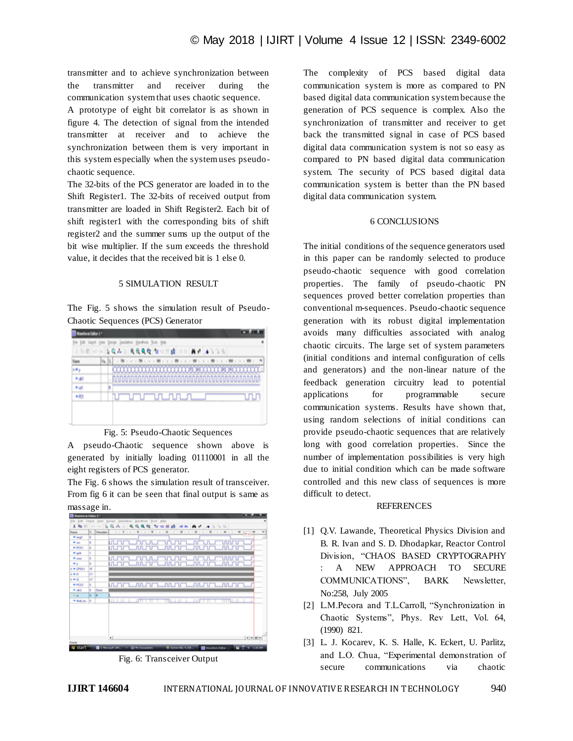transmitter and to achieve synchronization between the transmitter and receiver during the communication system that uses chaotic sequence.

A prototype of eight bit correlator is as shown in figure 4. The detection of signal from the intended transmitter at receiver and to achieve the synchronization between them is very important in this system especially when the system uses pseudo-chaotic sequence.

The 32-bits of the PCS generator are loaded in to the Shift Register1. The 32-bits of received output from transmitter are loaded in Shift Register2. Each bit of shift register1 with the corresponding bits of shift register2 and the summer sums up the output of the bit wise multiplier. If the sum exceeds the threshold value, it decides that the received bit is 1 else 0.

## 5 SIMULATION RESULT

The Fig. 5 shows the simulation result of Pseudo-Chaotic Sequences (PCS) Generator

Fig. 5: Pseudo-Chaotic Sequences

A pseudo-Chaotic sequence shown above is generated by initially loading 01110001 in all the eight registers of PCS generator.

The Fig. 6 shows the simulation result of transceiver. From fig 6 it can be seen that final output is same as massage in.

Fig. 6: Transceiver Output

The complexity of PCS based digital data communication system is more as compared to PN based digital data communication system because the generation of PCS sequence is complex. Also the synchronization of transmitter and receiver to get back the transmitted signal in case of PCS based digital data communication system is not so easy as compared to PN based digital data communication system. The security of PCS based digital data communication system is better than the PN based digital data communication system.

## 6 CONCLUSIONS

The initial conditions of the sequence generators used in this paper can be randomly selected to produce pseudo-chaotic sequence with good correlation properties. The family of pseudo-chaotic PN sequences proved better correlation properties than conventional m-sequences. Pseudo-chaotic sequence generation with its robust digital implementation avoids many difficulties associated with analog chaotic circuits. The large set of system parameters (initial conditions and internal configuration of cells and generators) and the non-linear nature of the feedback generation circuitry lead to potential applications for programmable secure communication systems. Results have shown that, using random selections of initial conditions can provide pseudo-chaotic sequences that are relatively long with good correlation properties. Since the number of implementation possibilities is very high due to initial condition which can be made software controlled and this new class of sequences is more difficult to detect.

## REFERENCES

[1] Q.V. Lawande, Theoretical Physics Division and B. R. Ivan and S. D. Dhodapkar, Reactor Control Division, "CHAOS BASED CRYPTOGRAPHY : A NEW APPROACH TO SECURE COMMUNICATIONS", BARK Newsletter, No:258, July 2005

[2] L.M.Pecora and T.L.Carroll, "Synchronization in Chaotic Systems", Phys. Rev Lett, Vol. 64, (1990) 821.

[3] L. J. Kocarev, K. S. Halle, K. Eckert, U. Parlitz, and L.O. Chua, "Experimental demonstration of secure communications via chaotic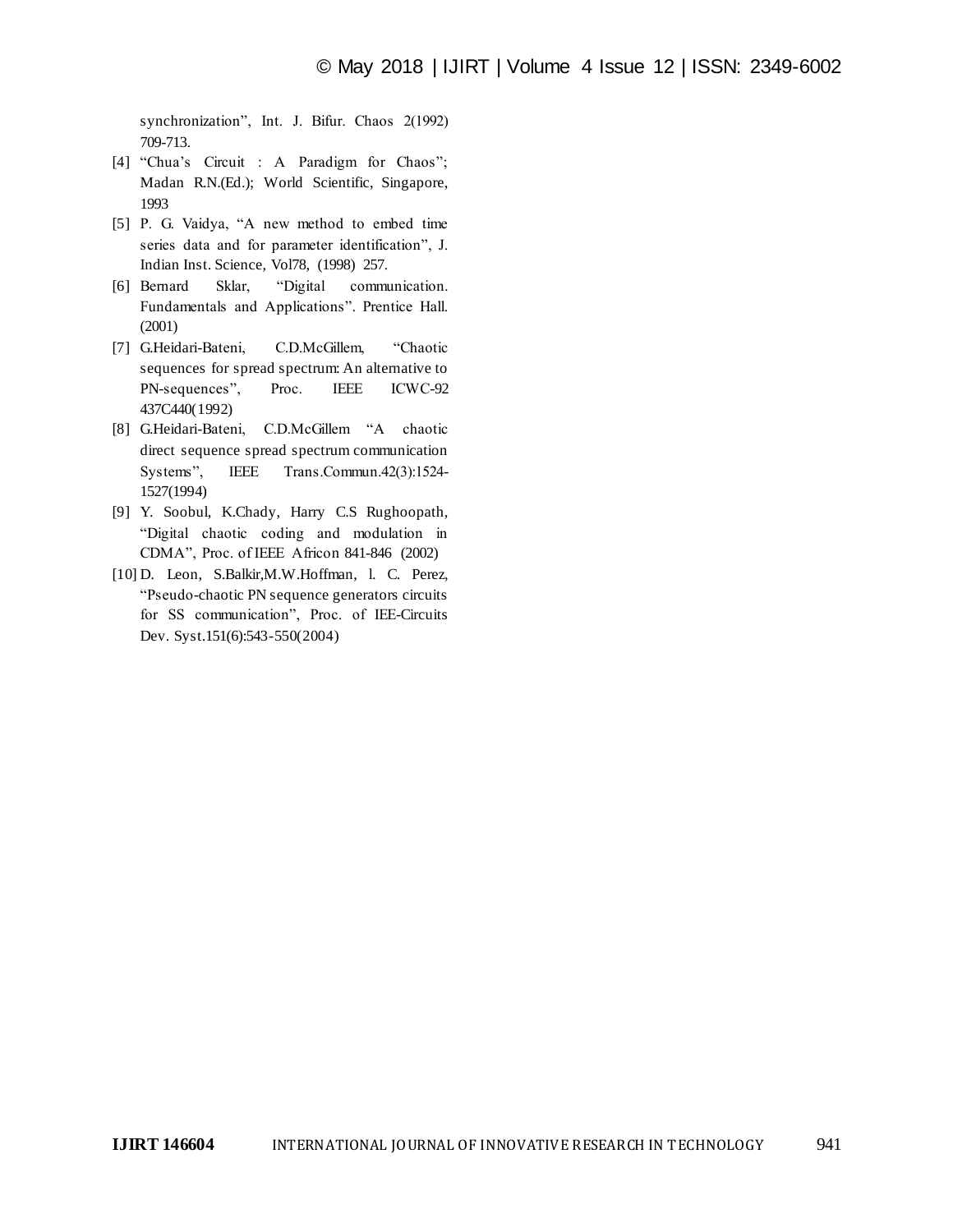synchronization", Int. J. Bifur. Chaos 2(1992) 709-713.

[4] "Chua's Circuit : A Paradigm for Chaos"; Madan R.N.(Ed.); World Scientific, Singapore, 1993

[5] P. G. Vaidya, "A new method to embed time series data and for parameter identification", J. Indian Inst. Science, Vol78, (1998) 257.

[6] Bernard Sklar, "Digital communication. Fundamentals and Applications". Prentice Hall. (2001)

[7] G.Heidari-Bateni, C.D.McGillem, "Chaotic sequences for spread spectrum: An alternative to PN-sequences", Proc. IEEE ICWC-92 437C440(1992)

[8] G.Heidari-Bateni, C.D.McGillem "A chaotic direct sequence spread spectrum communication Systems", IEEE Trans.Commun.42(3):1524-1527(1994)

[9] Y. Soobul, K.Chady, Harry C.S Rughoopath, "Digital chaotic coding and modulation in CDMA", Proc. of IEEE Africon 841-846 (2002)

[10] D. Leon, S.Balkir,M.W.Hoffman, l. C. Perez, "Pseudo-chaotic PN sequence generators circuits for SS communication", Proc. of IEE-Circuits Dev. Syst.151(6):543-550(2004)